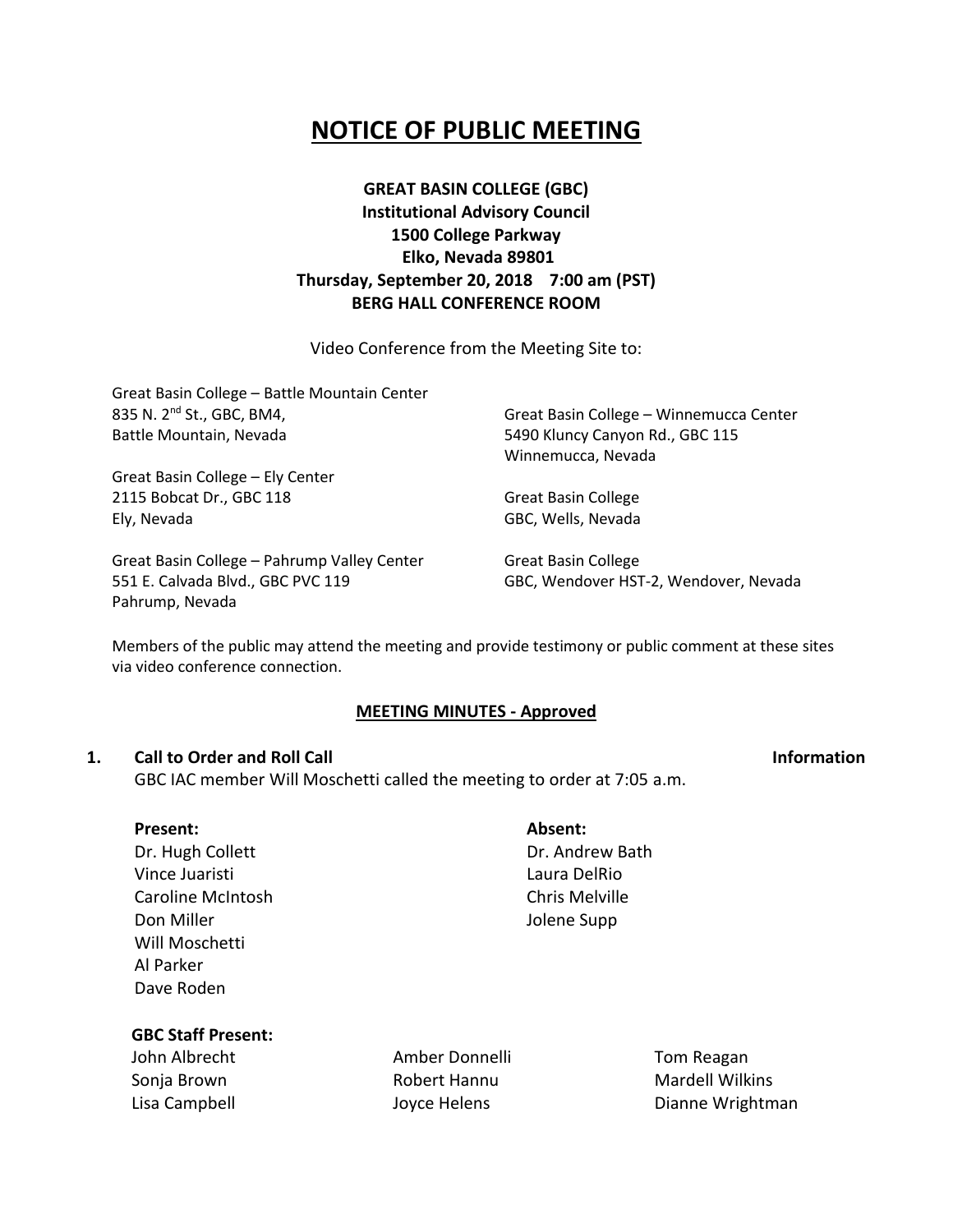# NOTICE OF PUBLIC MEETING

**GREAT BASIN COLLEGE (GBC)**
**Institutional Advisory Council**
**1500 College Parkway**
**Elko, Nevada 89801**
**Thursday, September 20, 2018 7:00 am (PST)**
**BERG HALL CONFERENCE ROOM**

Video Conference from the Meeting Site to:

Great Basin College – Battle Mountain Center
835 N. 2nd St., GBC, BM4,
Battle Mountain, Nevada

Great Basin College – Ely Center
2115 Bobcat Dr., GBC 118
Ely, Nevada

Great Basin College – Pahrump Valley Center
551 E. Calvada Blvd., GBC PVC 119
Pahrump, Nevada

Great Basin College – Winnemucca Center
5490 Kluncy Canyon Rd., GBC 115
Winnemucca, Nevada

Great Basin College
GBC, Wells, Nevada

Great Basin College
GBC, Wendover HST-2, Wendover, Nevada

Members of the public may attend the meeting and provide testimony or public comment at these sites via video conference connection.

## MEETING MINUTES - Approved

**1. Call to Order and Roll Call** **Information**

GBC IAC member Will Moschetti called the meeting to order at 7:05 a.m.

**Present:**
- Dr. Hugh Collett
- Vince Juaristi
- Caroline McIntosh
- Don Miller
- Will Moschetti
- Al Parker
- Dave Roden

**Absent:**
- Dr. Andrew Bath
- Laura DelRio
- Chris Melville
- Jolene Supp

**GBC Staff Present:**
- John Albrecht
- Sonja Brown
- Lisa Campbell
- Amber Donnelli
- Robert Hannu
- Joyce Helens
- Tom Reagan
- Mardell Wilkins
- Dianne Wrightman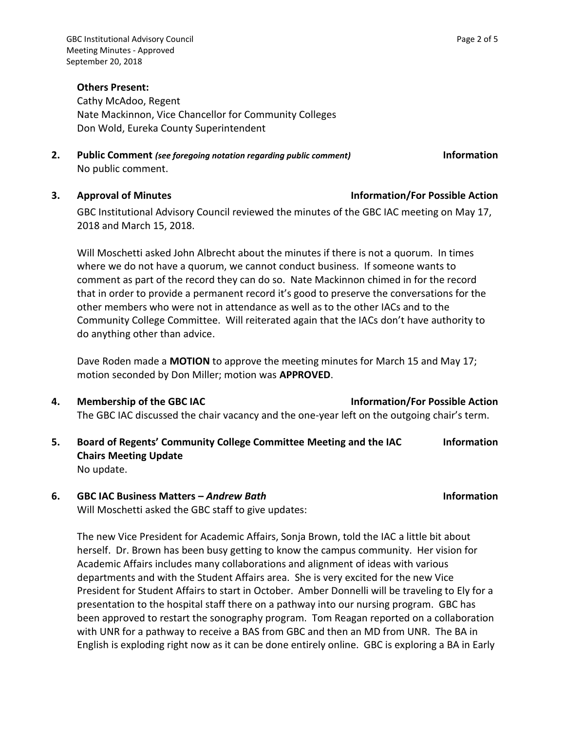**Others Present:**
Cathy McAdoo, Regent
Nate Mackinnon, Vice Chancellor for Community Colleges
Don Wold, Eureka County Superintendent

**2. Public Comment** *(see foregoing notation regarding public comment)* **Information**

No public comment.

**3. Approval of Minutes** **Information/For Possible Action**

GBC Institutional Advisory Council reviewed the minutes of the GBC IAC meeting on May 17, 2018 and March 15, 2018.

Will Moschetti asked John Albrecht about the minutes if there is not a quorum. In times where we do not have a quorum, we cannot conduct business. If someone wants to comment as part of the record they can do so. Nate Mackinnon chimed in for the record that in order to provide a permanent record it's good to preserve the conversations for the other members who were not in attendance as well as to the other IACs and to the Community College Committee. Will reiterated again that the IACs don't have authority to do anything other than advice.

Dave Roden made a **MOTION** to approve the meeting minutes for March 15 and May 17; motion seconded by Don Miller; motion was **APPROVED**.

**4. Membership of the GBC IAC** **Information/For Possible Action**

The GBC IAC discussed the chair vacancy and the one-year left on the outgoing chair's term.

**5. Board of Regents' Community College Committee Meeting and the IAC Chairs Meeting Update** **Information**

No update.

**6. GBC IAC Business Matters –** ***Andrew Bath*** **Information**

Will Moschetti asked the GBC staff to give updates:

The new Vice President for Academic Affairs, Sonja Brown, told the IAC a little bit about herself. Dr. Brown has been busy getting to know the campus community. Her vision for Academic Affairs includes many collaborations and alignment of ideas with various departments and with the Student Affairs area. She is very excited for the new Vice President for Student Affairs to start in October. Amber Donnelli will be traveling to Ely for a presentation to the hospital staff there on a pathway into our nursing program. GBC has been approved to restart the sonography program. Tom Reagan reported on a collaboration with UNR for a pathway to receive a BAS from GBC and then an MD from UNR. The BA in English is exploding right now as it can be done entirely online. GBC is exploring a BA in Early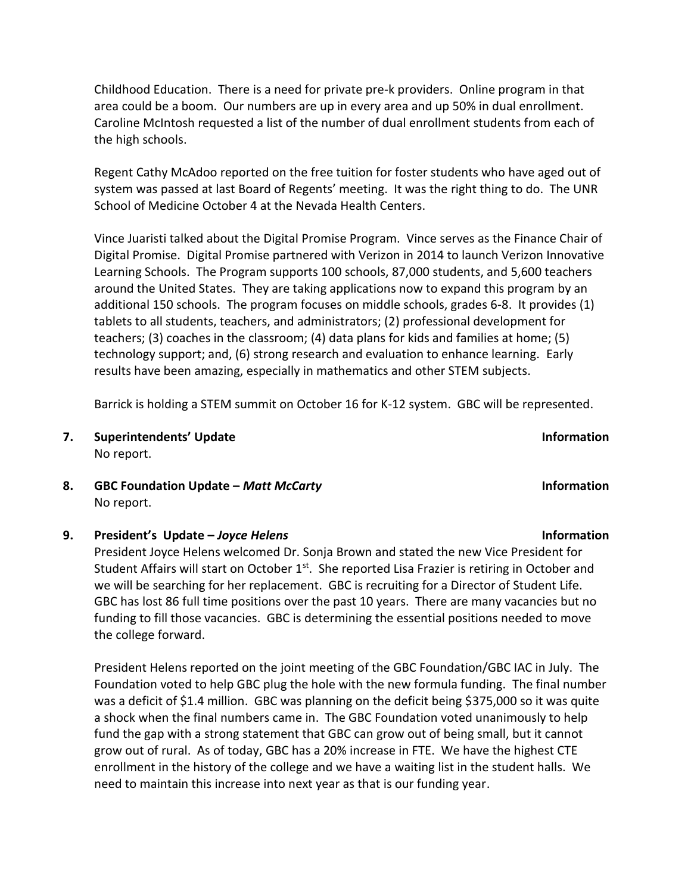Childhood Education. There is a need for private pre-k providers. Online program in that area could be a boom. Our numbers are up in every area and up 50% in dual enrollment. Caroline McIntosh requested a list of the number of dual enrollment students from each of the high schools.

Regent Cathy McAdoo reported on the free tuition for foster students who have aged out of system was passed at last Board of Regents' meeting. It was the right thing to do. The UNR School of Medicine October 4 at the Nevada Health Centers.

Vince Juaristi talked about the Digital Promise Program. Vince serves as the Finance Chair of Digital Promise. Digital Promise partnered with Verizon in 2014 to launch Verizon Innovative Learning Schools. The Program supports 100 schools, 87,000 students, and 5,600 teachers around the United States. They are taking applications now to expand this program by an additional 150 schools. The program focuses on middle schools, grades 6-8. It provides (1) tablets to all students, teachers, and administrators; (2) professional development for teachers; (3) coaches in the classroom; (4) data plans for kids and families at home; (5) technology support; and, (6) strong research and evaluation to enhance learning. Early results have been amazing, especially in mathematics and other STEM subjects.

Barrick is holding a STEM summit on October 16 for K-12 system. GBC will be represented.

**7. Superintendents' Update** **Information**

No report.

**8. GBC Foundation Update – *Matt McCarty*** **Information**

No report.

**9. President's Update – *Joyce Helens*** **Information**

President Joyce Helens welcomed Dr. Sonja Brown and stated the new Vice President for Student Affairs will start on October 1st. She reported Lisa Frazier is retiring in October and we will be searching for her replacement. GBC is recruiting for a Director of Student Life. GBC has lost 86 full time positions over the past 10 years. There are many vacancies but no funding to fill those vacancies. GBC is determining the essential positions needed to move the college forward.

President Helens reported on the joint meeting of the GBC Foundation/GBC IAC in July. The Foundation voted to help GBC plug the hole with the new formula funding. The final number was a deficit of $1.4 million. GBC was planning on the deficit being $375,000 so it was quite a shock when the final numbers came in. The GBC Foundation voted unanimously to help fund the gap with a strong statement that GBC can grow out of being small, but it cannot grow out of rural. As of today, GBC has a 20% increase in FTE. We have the highest CTE enrollment in the history of the college and we have a waiting list in the student halls. We need to maintain this increase into next year as that is our funding year.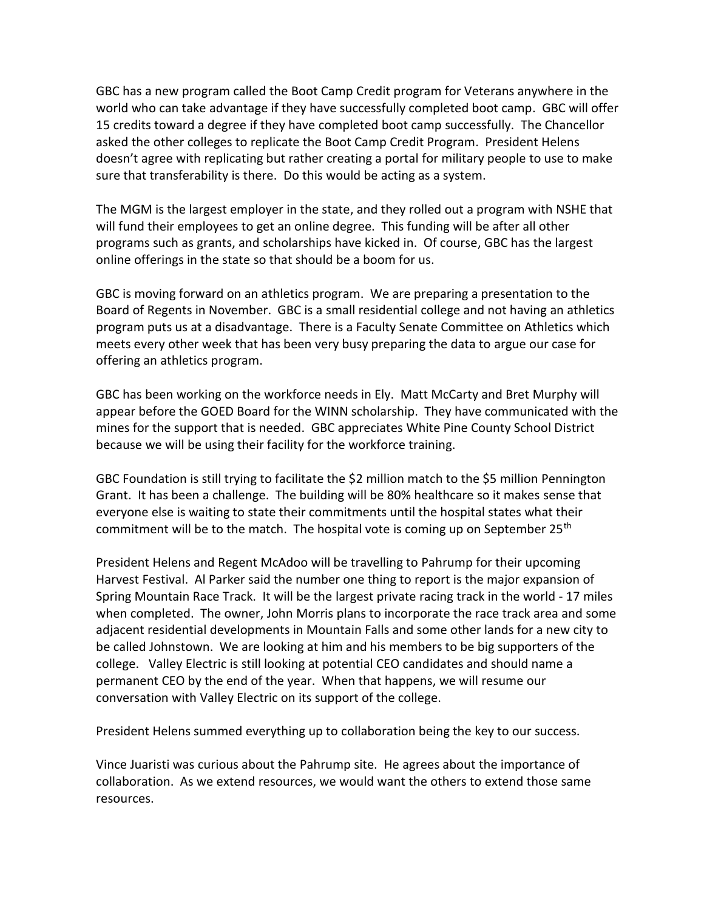GBC has a new program called the Boot Camp Credit program for Veterans anywhere in the world who can take advantage if they have successfully completed boot camp. GBC will offer 15 credits toward a degree if they have completed boot camp successfully. The Chancellor asked the other colleges to replicate the Boot Camp Credit Program. President Helens doesn't agree with replicating but rather creating a portal for military people to use to make sure that transferability is there. Do this would be acting as a system.

The MGM is the largest employer in the state, and they rolled out a program with NSHE that will fund their employees to get an online degree. This funding will be after all other programs such as grants, and scholarships have kicked in. Of course, GBC has the largest online offerings in the state so that should be a boom for us.

GBC is moving forward on an athletics program. We are preparing a presentation to the Board of Regents in November. GBC is a small residential college and not having an athletics program puts us at a disadvantage. There is a Faculty Senate Committee on Athletics which meets every other week that has been very busy preparing the data to argue our case for offering an athletics program.

GBC has been working on the workforce needs in Ely. Matt McCarty and Bret Murphy will appear before the GOED Board for the WINN scholarship. They have communicated with the mines for the support that is needed. GBC appreciates White Pine County School District because we will be using their facility for the workforce training.

GBC Foundation is still trying to facilitate the $2 million match to the $5 million Pennington Grant. It has been a challenge. The building will be 80% healthcare so it makes sense that everyone else is waiting to state their commitments until the hospital states what their commitment will be to the match. The hospital vote is coming up on September 25th

President Helens and Regent McAdoo will be travelling to Pahrump for their upcoming Harvest Festival. Al Parker said the number one thing to report is the major expansion of Spring Mountain Race Track. It will be the largest private racing track in the world - 17 miles when completed. The owner, John Morris plans to incorporate the race track area and some adjacent residential developments in Mountain Falls and some other lands for a new city to be called Johnstown. We are looking at him and his members to be big supporters of the college. Valley Electric is still looking at potential CEO candidates and should name a permanent CEO by the end of the year. When that happens, we will resume our conversation with Valley Electric on its support of the college.

President Helens summed everything up to collaboration being the key to our success.

Vince Juaristi was curious about the Pahrump site. He agrees about the importance of collaboration. As we extend resources, we would want the others to extend those same resources.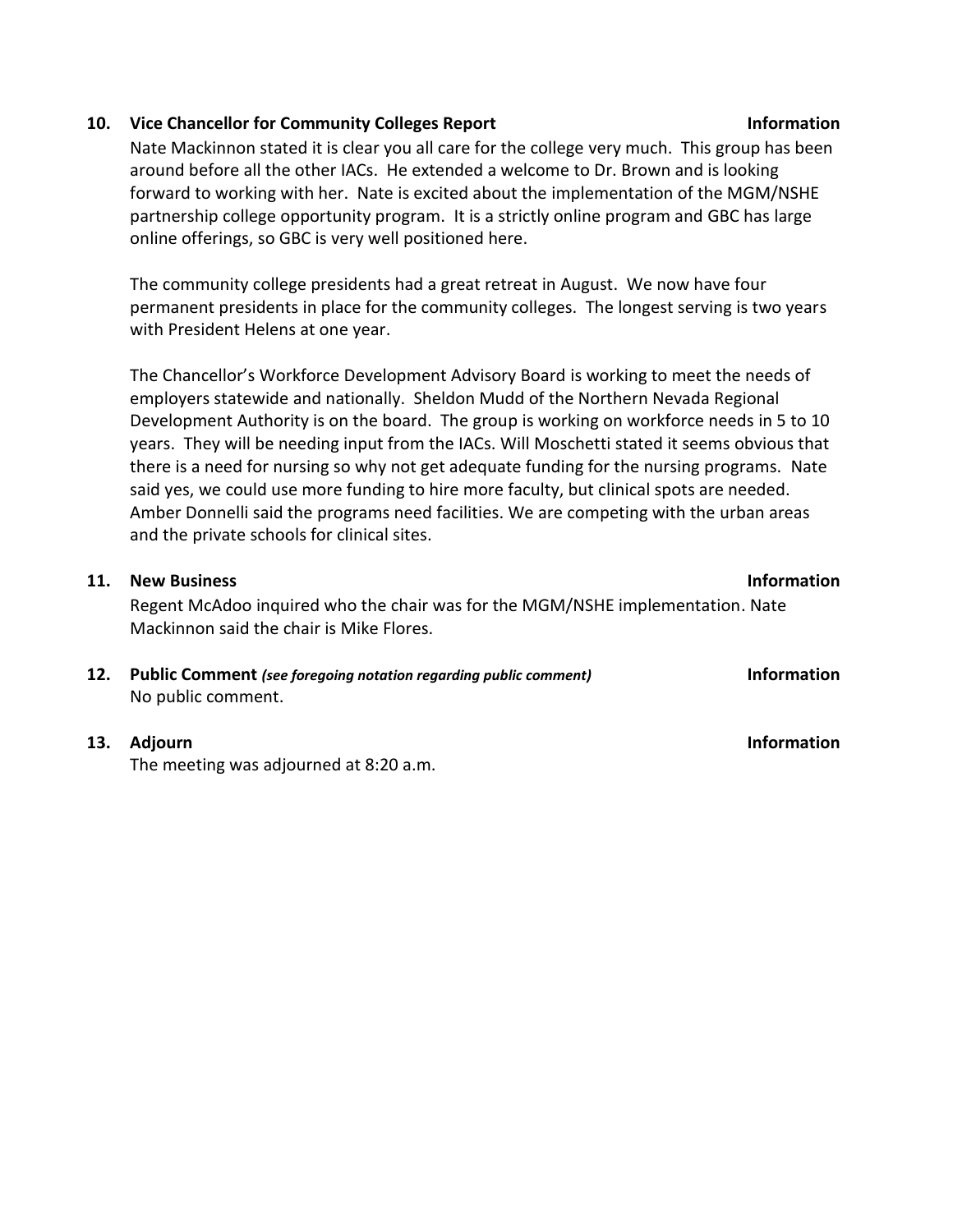**10. Vice Chancellor for Community Colleges Report** **Information**

Nate Mackinnon stated it is clear you all care for the college very much. This group has been around before all the other IACs. He extended a welcome to Dr. Brown and is looking forward to working with her. Nate is excited about the implementation of the MGM/NSHE partnership college opportunity program. It is a strictly online program and GBC has large online offerings, so GBC is very well positioned here.

The community college presidents had a great retreat in August. We now have four permanent presidents in place for the community colleges. The longest serving is two years with President Helens at one year.

The Chancellor's Workforce Development Advisory Board is working to meet the needs of employers statewide and nationally. Sheldon Mudd of the Northern Nevada Regional Development Authority is on the board. The group is working on workforce needs in 5 to 10 years. They will be needing input from the IACs. Will Moschetti stated it seems obvious that there is a need for nursing so why not get adequate funding for the nursing programs. Nate said yes, we could use more funding to hire more faculty, but clinical spots are needed. Amber Donnelli said the programs need facilities. We are competing with the urban areas and the private schools for clinical sites.

**11. New Business** **Information**

Regent McAdoo inquired who the chair was for the MGM/NSHE implementation. Nate Mackinnon said the chair is Mike Flores.

**12. Public Comment** ***(see foregoing notation regarding public comment)*** **Information**

No public comment.

**13. Adjourn** **Information**

The meeting was adjourned at 8:20 a.m.